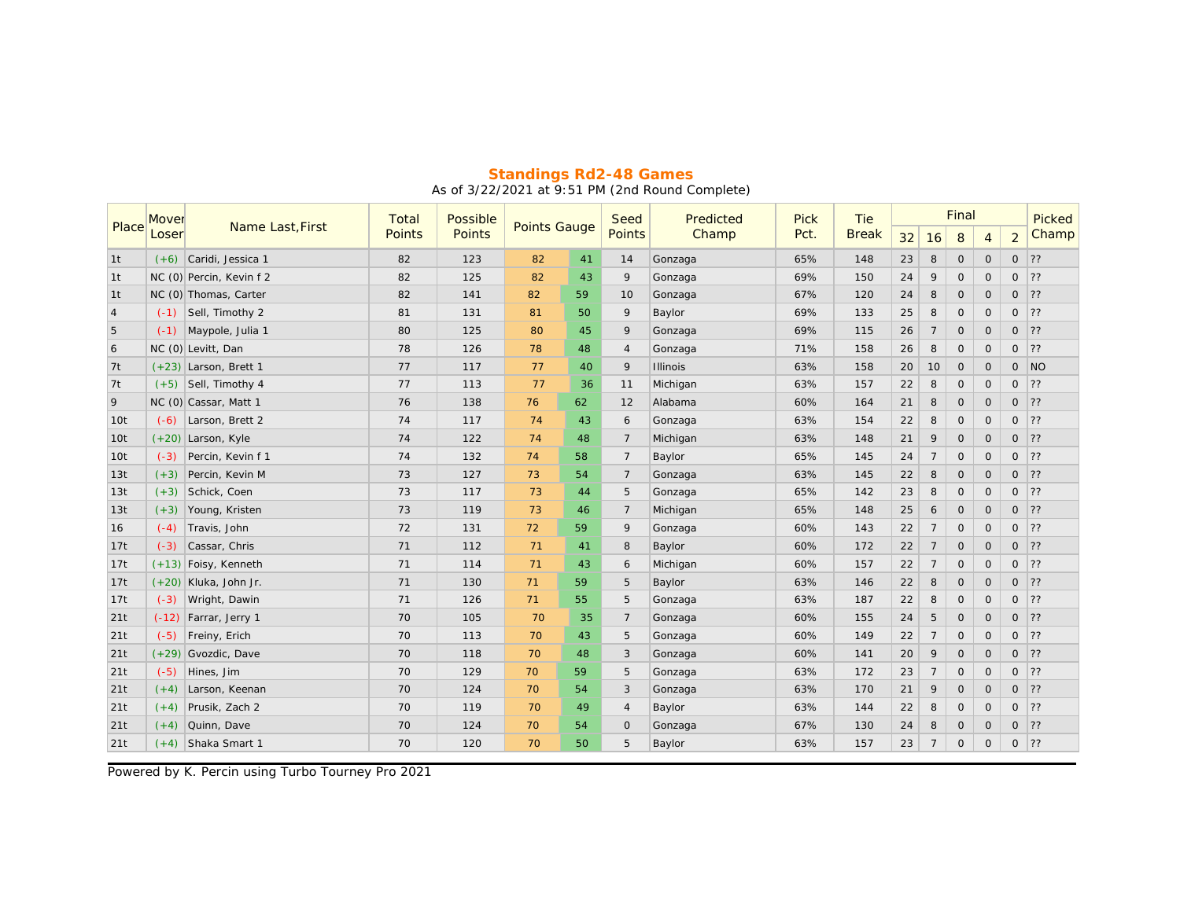## Standings Rd2-48 Games

As of 3/22/2021 at 9:51 PM (2nd Round Complete)

| Place | Mover Loser | Name Last,First | Total Points | Possible Points | Points Gauge | | Seed Points | Predicted Champ | Pick Pct. | Tie Break | Final | | | | | Picked Champ |
|---|---|---|---|---|---|---|---|---|---|---|---|---|---|---|---|---|
| | | | | | | | | | | | 32 | 16 | 8 | 4 | 2 | |
| 1t | (+6) | Caridi, Jessica 1 | 82 | 123 | 82 | 41 | 14 | Gonzaga | 65% | 148 | 23 | 8 | 0 | 0 | 0 | ?? |
| 1t | NC (0) | Percin, Kevin f 2 | 82 | 125 | 82 | 43 | 9 | Gonzaga | 69% | 150 | 24 | 9 | 0 | 0 | 0 | ?? |
| 1t | NC (0) | Thomas, Carter | 82 | 141 | 82 | 59 | 10 | Gonzaga | 67% | 120 | 24 | 8 | 0 | 0 | 0 | ?? |
| 4 | (-1) | Sell, Timothy 2 | 81 | 131 | 81 | 50 | 9 | Baylor | 69% | 133 | 25 | 8 | 0 | 0 | 0 | ?? |
| 5 | (-1) | Maypole, Julia 1 | 80 | 125 | 80 | 45 | 9 | Gonzaga | 69% | 115 | 26 | 7 | 0 | 0 | 0 | ?? |
| 6 | NC (0) | Levitt, Dan | 78 | 126 | 78 | 48 | 4 | Gonzaga | 71% | 158 | 26 | 8 | 0 | 0 | 0 | ?? |
| 7t | (+23) | Larson, Brett 1 | 77 | 117 | 77 | 40 | 9 | Illinois | 63% | 158 | 20 | 10 | 0 | 0 | 0 | NO |
| 7t | (+5) | Sell, Timothy 4 | 77 | 113 | 77 | 36 | 11 | Michigan | 63% | 157 | 22 | 8 | 0 | 0 | 0 | ?? |
| 9 | NC (0) | Cassar, Matt 1 | 76 | 138 | 76 | 62 | 12 | Alabama | 60% | 164 | 21 | 8 | 0 | 0 | 0 | ?? |
| 10t | (-6) | Larson, Brett 2 | 74 | 117 | 74 | 43 | 6 | Gonzaga | 63% | 154 | 22 | 8 | 0 | 0 | 0 | ?? |
| 10t | (+20) | Larson, Kyle | 74 | 122 | 74 | 48 | 7 | Michigan | 63% | 148 | 21 | 9 | 0 | 0 | 0 | ?? |
| 10t | (-3) | Percin, Kevin f 1 | 74 | 132 | 74 | 58 | 7 | Baylor | 65% | 145 | 24 | 7 | 0 | 0 | 0 | ?? |
| 13t | (+3) | Percin, Kevin M | 73 | 127 | 73 | 54 | 7 | Gonzaga | 63% | 145 | 22 | 8 | 0 | 0 | 0 | ?? |
| 13t | (+3) | Schick, Coen | 73 | 117 | 73 | 44 | 5 | Gonzaga | 65% | 142 | 23 | 8 | 0 | 0 | 0 | ?? |
| 13t | (+3) | Young, Kristen | 73 | 119 | 73 | 46 | 7 | Michigan | 65% | 148 | 25 | 6 | 0 | 0 | 0 | ?? |
| 16 | (-4) | Travis, John | 72 | 131 | 72 | 59 | 9 | Gonzaga | 60% | 143 | 22 | 7 | 0 | 0 | 0 | ?? |
| 17t | (-3) | Cassar, Chris | 71 | 112 | 71 | 41 | 8 | Baylor | 60% | 172 | 22 | 7 | 0 | 0 | 0 | ?? |
| 17t | (+13) | Foisy, Kenneth | 71 | 114 | 71 | 43 | 6 | Michigan | 60% | 157 | 22 | 7 | 0 | 0 | 0 | ?? |
| 17t | (+20) | Kluka, John Jr. | 71 | 130 | 71 | 59 | 5 | Baylor | 63% | 146 | 22 | 8 | 0 | 0 | 0 | ?? |
| 17t | (-3) | Wright, Dawin | 71 | 126 | 71 | 55 | 5 | Gonzaga | 63% | 187 | 22 | 8 | 0 | 0 | 0 | ?? |
| 21t | (-12) | Farrar, Jerry 1 | 70 | 105 | 70 | 35 | 7 | Gonzaga | 60% | 155 | 24 | 5 | 0 | 0 | 0 | ?? |
| 21t | (-5) | Freiny, Erich | 70 | 113 | 70 | 43 | 5 | Gonzaga | 60% | 149 | 22 | 7 | 0 | 0 | 0 | ?? |
| 21t | (+29) | Gvozdic, Dave | 70 | 118 | 70 | 48 | 3 | Gonzaga | 60% | 141 | 20 | 9 | 0 | 0 | 0 | ?? |
| 21t | (-5) | Hines, Jim | 70 | 129 | 70 | 59 | 5 | Gonzaga | 63% | 172 | 23 | 7 | 0 | 0 | 0 | ?? |
| 21t | (+4) | Larson, Keenan | 70 | 124 | 70 | 54 | 3 | Gonzaga | 63% | 170 | 21 | 9 | 0 | 0 | 0 | ?? |
| 21t | (+4) | Prusik, Zach 2 | 70 | 119 | 70 | 49 | 4 | Baylor | 63% | 144 | 22 | 8 | 0 | 0 | 0 | ?? |
| 21t | (+4) | Quinn, Dave | 70 | 124 | 70 | 54 | 0 | Gonzaga | 67% | 130 | 24 | 8 | 0 | 0 | 0 | ?? |
| 21t | (+4) | Shaka Smart 1 | 70 | 120 | 70 | 50 | 5 | Baylor | 63% | 157 | 23 | 7 | 0 | 0 | 0 | ?? |

Powered by K. Percin using Turbo Tourney Pro 2021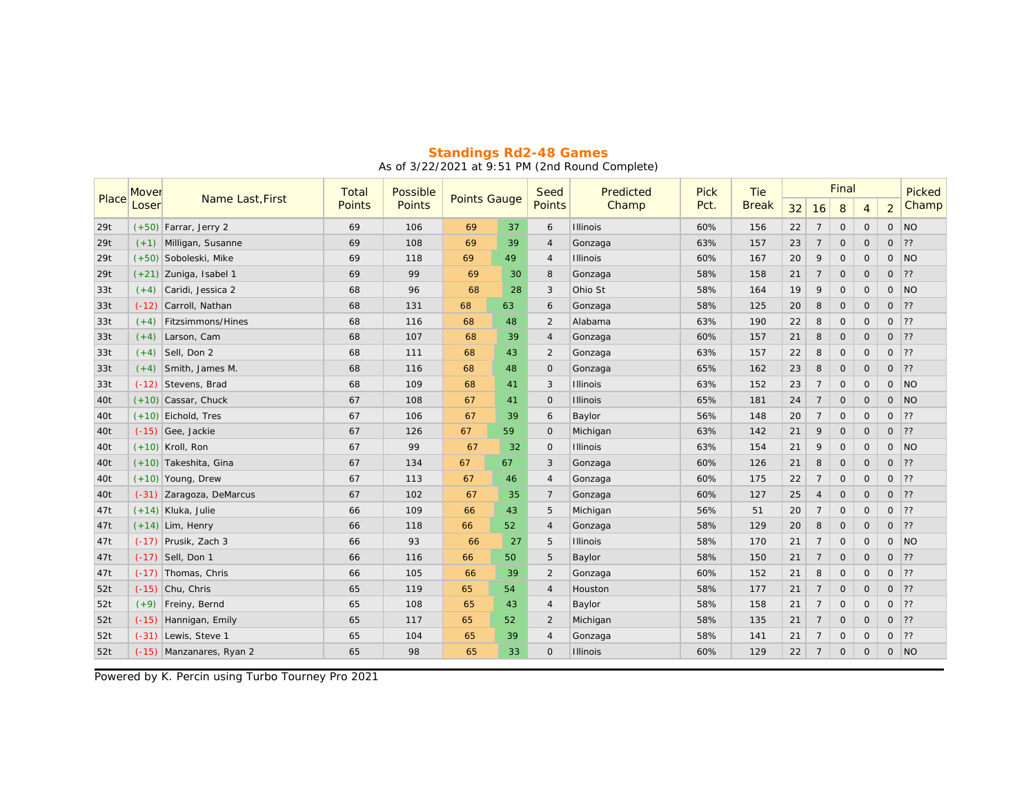## Standings Rd2-48 Games

As of 3/22/2021 at 9:51 PM (2nd Round Complete)

| Place | Mover Loser | Name Last,First | Total Points | Possible Points | Points Gauge | | Seed Points | Predicted Champ | Pick Pct. | Tie Break | Final | | | | | Picked Champ |
|---|---|---|---|---|---|---|---|---|---|---|---|---|---|---|---|---|
| | | | | | | | | | | | 32 | 16 | 8 | 4 | 2 | |
| 29t | (+50) | Farrar, Jerry 2 | 69 | 106 | 69 | 37 | 6 | Illinois | 60% | 156 | 22 | 7 | 0 | 0 | 0 | NO |
| 29t | (+1) | Milligan, Susanne | 69 | 108 | 69 | 39 | 4 | Gonzaga | 63% | 157 | 23 | 7 | 0 | 0 | 0 | ?? |
| 29t | (+50) | Soboleski, Mike | 69 | 118 | 69 | 49 | 4 | Illinois | 60% | 167 | 20 | 9 | 0 | 0 | 0 | NO |
| 29t | (+21) | Zuniga, Isabel 1 | 69 | 99 | 69 | 30 | 8 | Gonzaga | 58% | 158 | 21 | 7 | 0 | 0 | 0 | ?? |
| 33t | (+4) | Caridi, Jessica 2 | 68 | 96 | 68 | 28 | 3 | Ohio St | 58% | 164 | 19 | 9 | 0 | 0 | 0 | NO |
| 33t | (-12) | Carroll, Nathan | 68 | 131 | 68 | 63 | 6 | Gonzaga | 58% | 125 | 20 | 8 | 0 | 0 | 0 | ?? |
| 33t | (+4) | Fitzsimmons/Hines | 68 | 116 | 68 | 48 | 2 | Alabama | 63% | 190 | 22 | 8 | 0 | 0 | 0 | ?? |
| 33t | (+4) | Larson, Cam | 68 | 107 | 68 | 39 | 4 | Gonzaga | 60% | 157 | 21 | 8 | 0 | 0 | 0 | ?? |
| 33t | (+4) | Sell, Don 2 | 68 | 111 | 68 | 43 | 2 | Gonzaga | 63% | 157 | 22 | 8 | 0 | 0 | 0 | ?? |
| 33t | (+4) | Smith, James M. | 68 | 116 | 68 | 48 | 0 | Gonzaga | 65% | 162 | 23 | 8 | 0 | 0 | 0 | ?? |
| 33t | (-12) | Stevens, Brad | 68 | 109 | 68 | 41 | 3 | Illinois | 63% | 152 | 23 | 7 | 0 | 0 | 0 | NO |
| 40t | (+10) | Cassar, Chuck | 67 | 108 | 67 | 41 | 0 | Illinois | 65% | 181 | 24 | 7 | 0 | 0 | 0 | NO |
| 40t | (+10) | Eichold, Tres | 67 | 106 | 67 | 39 | 6 | Baylor | 56% | 148 | 20 | 7 | 0 | 0 | 0 | ?? |
| 40t | (-15) | Gee, Jackie | 67 | 126 | 67 | 59 | 0 | Michigan | 63% | 142 | 21 | 9 | 0 | 0 | 0 | ?? |
| 40t | (+10) | Kroll, Ron | 67 | 99 | 67 | 32 | 0 | Illinois | 63% | 154 | 21 | 9 | 0 | 0 | 0 | NO |
| 40t | (+10) | Takeshita, Gina | 67 | 134 | 67 | 67 | 3 | Gonzaga | 60% | 126 | 21 | 8 | 0 | 0 | 0 | ?? |
| 40t | (+10) | Young, Drew | 67 | 113 | 67 | 46 | 4 | Gonzaga | 60% | 175 | 22 | 7 | 0 | 0 | 0 | ?? |
| 40t | (-31) | Zaragoza, DeMarcus | 67 | 102 | 67 | 35 | 7 | Gonzaga | 60% | 127 | 25 | 4 | 0 | 0 | 0 | ?? |
| 47t | (+14) | Kluka, Julie | 66 | 109 | 66 | 43 | 5 | Michigan | 56% | 51 | 20 | 7 | 0 | 0 | 0 | ?? |
| 47t | (+14) | Lim, Henry | 66 | 118 | 66 | 52 | 4 | Gonzaga | 58% | 129 | 20 | 8 | 0 | 0 | 0 | ?? |
| 47t | (-17) | Prusik, Zach 3 | 66 | 93 | 66 | 27 | 5 | Illinois | 58% | 170 | 21 | 7 | 0 | 0 | 0 | NO |
| 47t | (-17) | Sell, Don 1 | 66 | 116 | 66 | 50 | 5 | Baylor | 58% | 150 | 21 | 7 | 0 | 0 | 0 | ?? |
| 47t | (-17) | Thomas, Chris | 66 | 105 | 66 | 39 | 2 | Gonzaga | 60% | 152 | 21 | 8 | 0 | 0 | 0 | ?? |
| 52t | (-15) | Chu, Chris | 65 | 119 | 65 | 54 | 4 | Houston | 58% | 177 | 21 | 7 | 0 | 0 | 0 | ?? |
| 52t | (+9) | Freiny, Bernd | 65 | 108 | 65 | 43 | 4 | Baylor | 58% | 158 | 21 | 7 | 0 | 0 | 0 | ?? |
| 52t | (-15) | Hannigan, Emily | 65 | 117 | 65 | 52 | 2 | Michigan | 58% | 135 | 21 | 7 | 0 | 0 | 0 | ?? |
| 52t | (-31) | Lewis, Steve 1 | 65 | 104 | 65 | 39 | 4 | Gonzaga | 58% | 141 | 21 | 7 | 0 | 0 | 0 | ?? |
| 52t | (-15) | Manzanares, Ryan 2 | 65 | 98 | 65 | 33 | 0 | Illinois | 60% | 129 | 22 | 7 | 0 | 0 | 0 | NO |

Powered by K. Percin using Turbo Tourney Pro 2021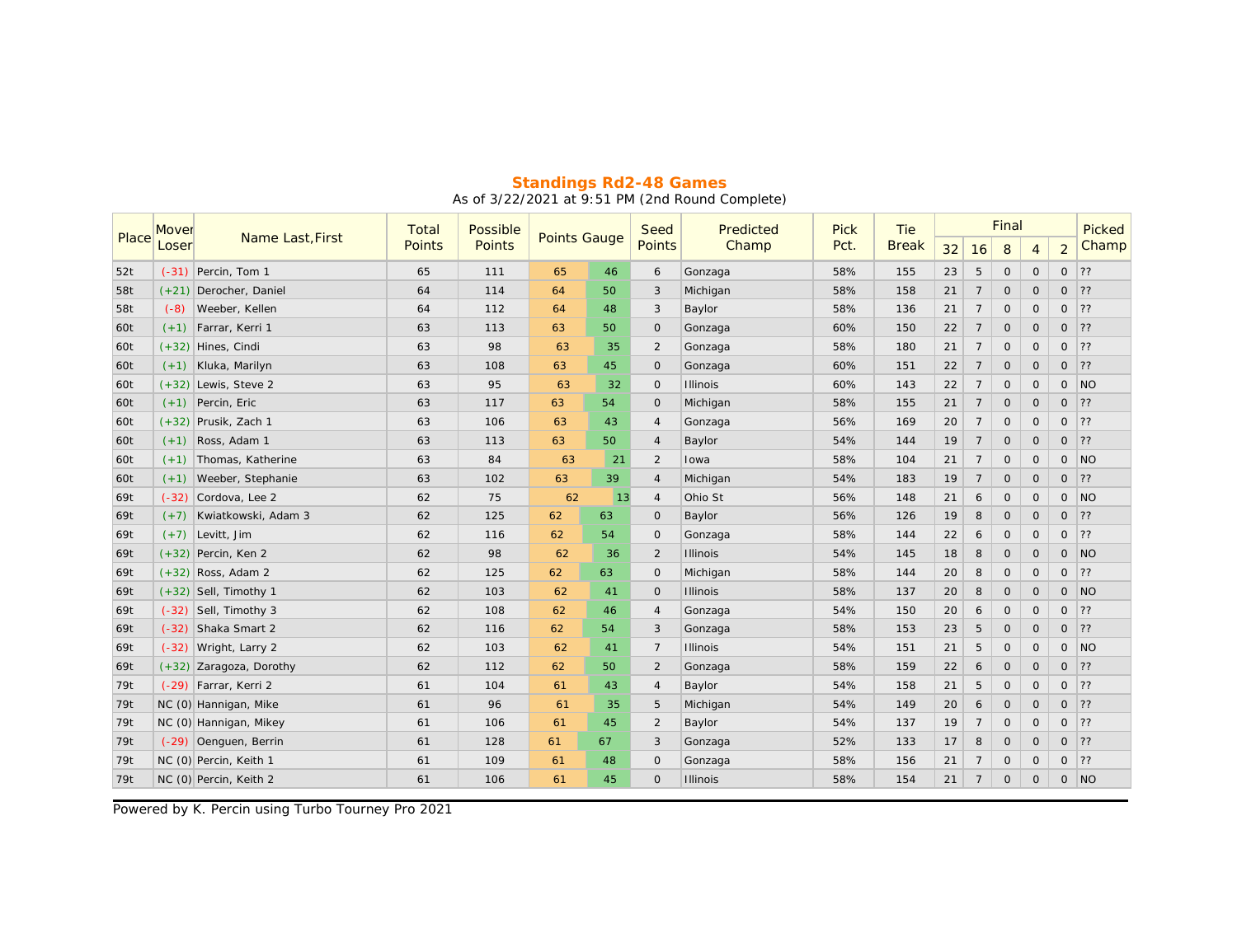## Standings Rd2-48 Games

As of 3/22/2021 at 9:51 PM (2nd Round Complete)

| Place | Mover Loser | Name Last,First | Total Points | Possible Points | Points Gauge | | Seed Points | Predicted Champ | Pick Pct. | Tie Break | Final | | | | | Picked Champ |
|---|---|---|---|---|---|---|---|---|---|---|---|---|---|---|---|---|
| | | | | | | | | | | | 32 | 16 | 8 | 4 | 2 | |
| 52t | (-31) | Percin, Tom 1 | 65 | 111 | 65 | 46 | 6 | Gonzaga | 58% | 155 | 23 | 5 | 0 | 0 | 0 | ?? |
| 58t | (+21) | Derocher, Daniel | 64 | 114 | 64 | 50 | 3 | Michigan | 58% | 158 | 21 | 7 | 0 | 0 | 0 | ?? |
| 58t | (-8) | Weeber, Kellen | 64 | 112 | 64 | 48 | 3 | Baylor | 58% | 136 | 21 | 7 | 0 | 0 | 0 | ?? |
| 60t | (+1) | Farrar, Kerri 1 | 63 | 113 | 63 | 50 | 0 | Gonzaga | 60% | 150 | 22 | 7 | 0 | 0 | 0 | ?? |
| 60t | (+32) | Hines, Cindi | 63 | 98 | 63 | 35 | 2 | Gonzaga | 58% | 180 | 21 | 7 | 0 | 0 | 0 | ?? |
| 60t | (+1) | Kluka, Marilyn | 63 | 108 | 63 | 45 | 0 | Gonzaga | 60% | 151 | 22 | 7 | 0 | 0 | 0 | ?? |
| 60t | (+32) | Lewis, Steve 2 | 63 | 95 | 63 | 32 | 0 | Illinois | 60% | 143 | 22 | 7 | 0 | 0 | 0 | NO |
| 60t | (+1) | Percin, Eric | 63 | 117 | 63 | 54 | 0 | Michigan | 58% | 155 | 21 | 7 | 0 | 0 | 0 | ?? |
| 60t | (+32) | Prusik, Zach 1 | 63 | 106 | 63 | 43 | 4 | Gonzaga | 56% | 169 | 20 | 7 | 0 | 0 | 0 | ?? |
| 60t | (+1) | Ross, Adam 1 | 63 | 113 | 63 | 50 | 4 | Baylor | 54% | 144 | 19 | 7 | 0 | 0 | 0 | ?? |
| 60t | (+1) | Thomas, Katherine | 63 | 84 | 63 | 21 | 2 | Iowa | 58% | 104 | 21 | 7 | 0 | 0 | 0 | NO |
| 60t | (+1) | Weeber, Stephanie | 63 | 102 | 63 | 39 | 4 | Michigan | 54% | 183 | 19 | 7 | 0 | 0 | 0 | ?? |
| 69t | (-32) | Cordova, Lee 2 | 62 | 75 | 62 | 13 | 4 | Ohio St | 56% | 148 | 21 | 6 | 0 | 0 | 0 | NO |
| 69t | (+7) | Kwiatkowski, Adam 3 | 62 | 125 | 62 | 63 | 0 | Baylor | 56% | 126 | 19 | 8 | 0 | 0 | 0 | ?? |
| 69t | (+7) | Levitt, Jim | 62 | 116 | 62 | 54 | 0 | Gonzaga | 58% | 144 | 22 | 6 | 0 | 0 | 0 | ?? |
| 69t | (+32) | Percin, Ken 2 | 62 | 98 | 62 | 36 | 2 | Illinois | 54% | 145 | 18 | 8 | 0 | 0 | 0 | NO |
| 69t | (+32) | Ross, Adam 2 | 62 | 125 | 62 | 63 | 0 | Michigan | 58% | 144 | 20 | 8 | 0 | 0 | 0 | ?? |
| 69t | (+32) | Sell, Timothy 1 | 62 | 103 | 62 | 41 | 0 | Illinois | 58% | 137 | 20 | 8 | 0 | 0 | 0 | NO |
| 69t | (-32) | Sell, Timothy 3 | 62 | 108 | 62 | 46 | 4 | Gonzaga | 54% | 150 | 20 | 6 | 0 | 0 | 0 | ?? |
| 69t | (-32) | Shaka Smart 2 | 62 | 116 | 62 | 54 | 3 | Gonzaga | 58% | 153 | 23 | 5 | 0 | 0 | 0 | ?? |
| 69t | (-32) | Wright, Larry 2 | 62 | 103 | 62 | 41 | 7 | Illinois | 54% | 151 | 21 | 5 | 0 | 0 | 0 | NO |
| 69t | (+32) | Zaragoza, Dorothy | 62 | 112 | 62 | 50 | 2 | Gonzaga | 58% | 159 | 22 | 6 | 0 | 0 | 0 | ?? |
| 79t | (-29) | Farrar, Kerri 2 | 61 | 104 | 61 | 43 | 4 | Baylor | 54% | 158 | 21 | 5 | 0 | 0 | 0 | ?? |
| 79t | NC (0) | Hannigan, Mike | 61 | 96 | 61 | 35 | 5 | Michigan | 54% | 149 | 20 | 6 | 0 | 0 | 0 | ?? |
| 79t | NC (0) | Hannigan, Mikey | 61 | 106 | 61 | 45 | 2 | Baylor | 54% | 137 | 19 | 7 | 0 | 0 | 0 | ?? |
| 79t | (-29) | Oenguen, Berrin | 61 | 128 | 61 | 67 | 3 | Gonzaga | 52% | 133 | 17 | 8 | 0 | 0 | 0 | ?? |
| 79t | NC (0) | Percin, Keith 1 | 61 | 109 | 61 | 48 | 0 | Gonzaga | 58% | 156 | 21 | 7 | 0 | 0 | 0 | ?? |
| 79t | NC (0) | Percin, Keith 2 | 61 | 106 | 61 | 45 | 0 | Illinois | 58% | 154 | 21 | 7 | 0 | 0 | 0 | NO |

Powered by K. Percin using Turbo Tourney Pro 2021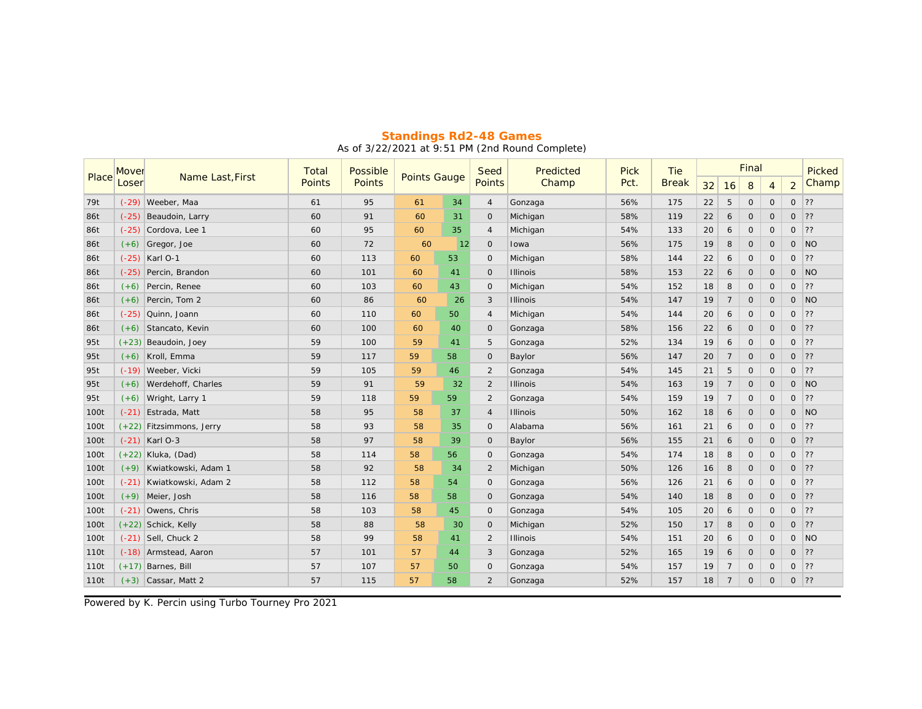## Standings Rd2-48 Games

As of 3/22/2021 at 9:51 PM (2nd Round Complete)

| Place | Mover Loser | Name Last,First | Total Points | Possible Points | Points Gauge | | Seed Points | Predicted Champ | Pick Pct. | Tie Break | Final | | | | | Picked Champ |
|---|---|---|---|---|---|---|---|---|---|---|---|---|---|---|---|---|
| | | | | | | | | | | | 32 | 16 | 8 | 4 | 2 | |
| 79t | (-29) | Weeber, Maa | 61 | 95 | 61 | 34 | 4 | Gonzaga | 56% | 175 | 22 | 5 | 0 | 0 | 0 | ?? |
| 86t | (-25) | Beaudoin, Larry | 60 | 91 | 60 | 31 | 0 | Michigan | 58% | 119 | 22 | 6 | 0 | 0 | 0 | ?? |
| 86t | (-25) | Cordova, Lee 1 | 60 | 95 | 60 | 35 | 4 | Michigan | 54% | 133 | 20 | 6 | 0 | 0 | 0 | ?? |
| 86t | (+6) | Gregor, Joe | 60 | 72 | 60 | 12 | 0 | Iowa | 56% | 175 | 19 | 8 | 0 | 0 | 0 | NO |
| 86t | (-25) | Karl O-1 | 60 | 113 | 60 | 53 | 0 | Michigan | 58% | 144 | 22 | 6 | 0 | 0 | 0 | ?? |
| 86t | (-25) | Percin, Brandon | 60 | 101 | 60 | 41 | 0 | Illinois | 58% | 153 | 22 | 6 | 0 | 0 | 0 | NO |
| 86t | (+6) | Percin, Renee | 60 | 103 | 60 | 43 | 0 | Michigan | 54% | 152 | 18 | 8 | 0 | 0 | 0 | ?? |
| 86t | (+6) | Percin, Tom 2 | 60 | 86 | 60 | 26 | 3 | Illinois | 54% | 147 | 19 | 7 | 0 | 0 | 0 | NO |
| 86t | (-25) | Quinn, Joann | 60 | 110 | 60 | 50 | 4 | Michigan | 54% | 144 | 20 | 6 | 0 | 0 | 0 | ?? |
| 86t | (+6) | Stancato, Kevin | 60 | 100 | 60 | 40 | 0 | Gonzaga | 58% | 156 | 22 | 6 | 0 | 0 | 0 | ?? |
| 95t | (+23) | Beaudoin, Joey | 59 | 100 | 59 | 41 | 5 | Gonzaga | 52% | 134 | 19 | 6 | 0 | 0 | 0 | ?? |
| 95t | (+6) | Kroll, Emma | 59 | 117 | 59 | 58 | 0 | Baylor | 56% | 147 | 20 | 7 | 0 | 0 | 0 | ?? |
| 95t | (-19) | Weeber, Vicki | 59 | 105 | 59 | 46 | 2 | Gonzaga | 54% | 145 | 21 | 5 | 0 | 0 | 0 | ?? |
| 95t | (+6) | Werdehoff, Charles | 59 | 91 | 59 | 32 | 2 | Illinois | 54% | 163 | 19 | 7 | 0 | 0 | 0 | NO |
| 95t | (+6) | Wright, Larry 1 | 59 | 118 | 59 | 59 | 2 | Gonzaga | 54% | 159 | 19 | 7 | 0 | 0 | 0 | ?? |
| 100t | (-21) | Estrada, Matt | 58 | 95 | 58 | 37 | 4 | Illinois | 50% | 162 | 18 | 6 | 0 | 0 | 0 | NO |
| 100t | (+22) | Fitzsimmons, Jerry | 58 | 93 | 58 | 35 | 0 | Alabama | 56% | 161 | 21 | 6 | 0 | 0 | 0 | ?? |
| 100t | (-21) | Karl O-3 | 58 | 97 | 58 | 39 | 0 | Baylor | 56% | 155 | 21 | 6 | 0 | 0 | 0 | ?? |
| 100t | (+22) | Kluka, (Dad) | 58 | 114 | 58 | 56 | 0 | Gonzaga | 54% | 174 | 18 | 8 | 0 | 0 | 0 | ?? |
| 100t | (+9) | Kwiatkowski, Adam 1 | 58 | 92 | 58 | 34 | 2 | Michigan | 50% | 126 | 16 | 8 | 0 | 0 | 0 | ?? |
| 100t | (-21) | Kwiatkowski, Adam 2 | 58 | 112 | 58 | 54 | 0 | Gonzaga | 56% | 126 | 21 | 6 | 0 | 0 | 0 | ?? |
| 100t | (+9) | Meier, Josh | 58 | 116 | 58 | 58 | 0 | Gonzaga | 54% | 140 | 18 | 8 | 0 | 0 | 0 | ?? |
| 100t | (-21) | Owens, Chris | 58 | 103 | 58 | 45 | 0 | Gonzaga | 54% | 105 | 20 | 6 | 0 | 0 | 0 | ?? |
| 100t | (+22) | Schick, Kelly | 58 | 88 | 58 | 30 | 0 | Michigan | 52% | 150 | 17 | 8 | 0 | 0 | 0 | ?? |
| 100t | (-21) | Sell, Chuck 2 | 58 | 99 | 58 | 41 | 2 | Illinois | 54% | 151 | 20 | 6 | 0 | 0 | 0 | NO |
| 110t | (-18) | Armstead, Aaron | 57 | 101 | 57 | 44 | 3 | Gonzaga | 52% | 165 | 19 | 6 | 0 | 0 | 0 | ?? |
| 110t | (+17) | Barnes, Bill | 57 | 107 | 57 | 50 | 0 | Gonzaga | 54% | 157 | 19 | 7 | 0 | 0 | 0 | ?? |
| 110t | (+3) | Cassar, Matt 2 | 57 | 115 | 57 | 58 | 2 | Gonzaga | 52% | 157 | 18 | 7 | 0 | 0 | 0 | ?? |

Powered by K. Percin using Turbo Tourney Pro 2021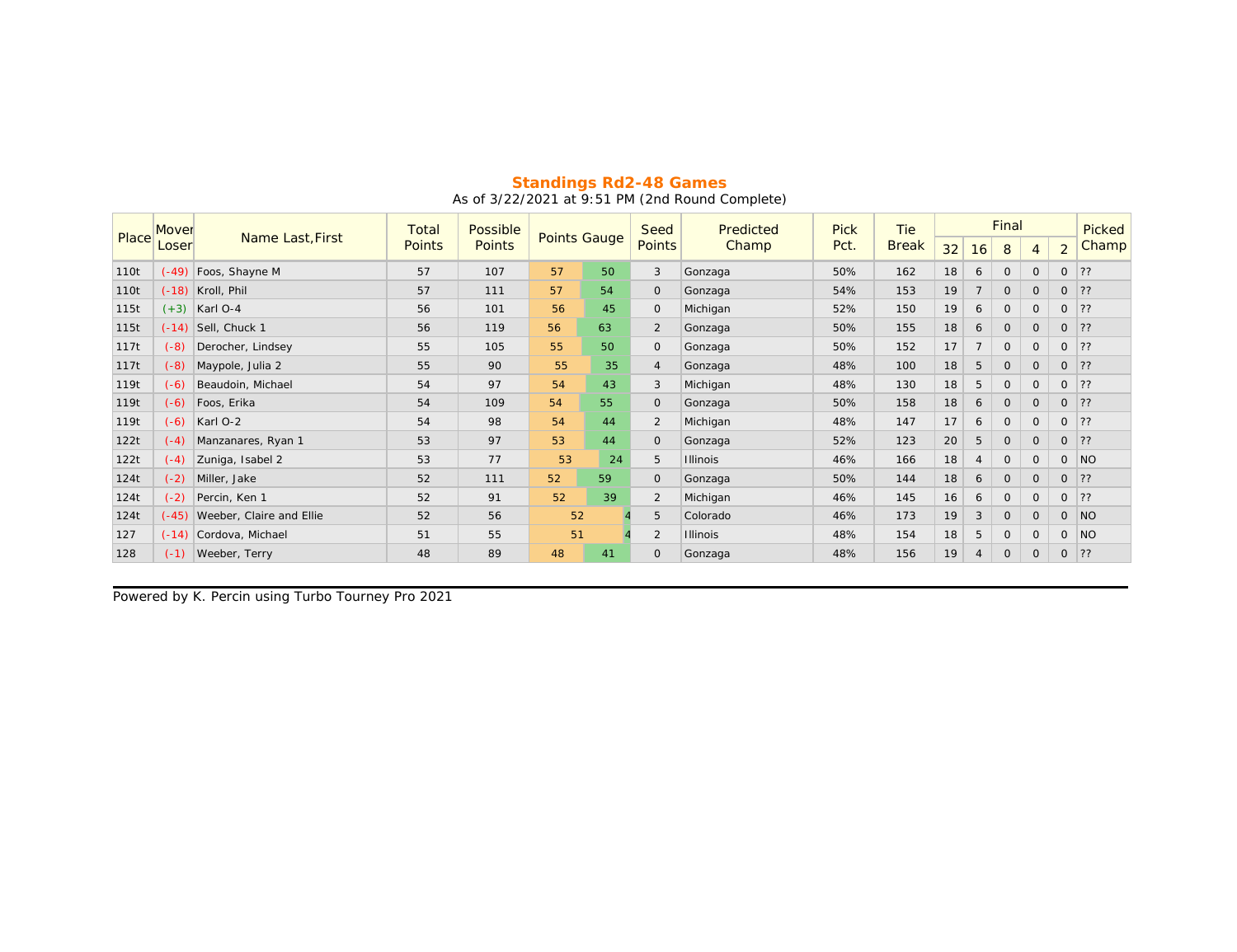## Standings Rd2-48 Games

As of 3/22/2021 at 9:51 PM (2nd Round Complete)

| Place | Mover Loser | Name Last,First | Total Points | Possible Points | Points Gauge | | Seed Points | Predicted Champ | Pick Pct. | Tie Break | Final | | | | | Picked Champ |
|---|---|---|---|---|---|---|---|---|---|---|---|---|---|---|---|---|
| | | | | | | | | | | | 32 | 16 | 8 | 4 | 2 | |
| 110t | (-49) | Foos, Shayne M | 57 | 107 | 57 | 50 | 3 | Gonzaga | 50% | 162 | 18 | 6 | 0 | 0 | 0 | ?? |
| 110t | (-18) | Kroll, Phil | 57 | 111 | 57 | 54 | 0 | Gonzaga | 54% | 153 | 19 | 7 | 0 | 0 | 0 | ?? |
| 115t | (+3) | Karl O-4 | 56 | 101 | 56 | 45 | 0 | Michigan | 52% | 150 | 19 | 6 | 0 | 0 | 0 | ?? |
| 115t | (-14) | Sell, Chuck 1 | 56 | 119 | 56 | 63 | 2 | Gonzaga | 50% | 155 | 18 | 6 | 0 | 0 | 0 | ?? |
| 117t | (-8) | Derocher, Lindsey | 55 | 105 | 55 | 50 | 0 | Gonzaga | 50% | 152 | 17 | 7 | 0 | 0 | 0 | ?? |
| 117t | (-8) | Maypole, Julia 2 | 55 | 90 | 55 | 35 | 4 | Gonzaga | 48% | 100 | 18 | 5 | 0 | 0 | 0 | ?? |
| 119t | (-6) | Beaudoin, Michael | 54 | 97 | 54 | 43 | 3 | Michigan | 48% | 130 | 18 | 5 | 0 | 0 | 0 | ?? |
| 119t | (-6) | Foos, Erika | 54 | 109 | 54 | 55 | 0 | Gonzaga | 50% | 158 | 18 | 6 | 0 | 0 | 0 | ?? |
| 119t | (-6) | Karl O-2 | 54 | 98 | 54 | 44 | 2 | Michigan | 48% | 147 | 17 | 6 | 0 | 0 | 0 | ?? |
| 122t | (-4) | Manzanares, Ryan 1 | 53 | 97 | 53 | 44 | 0 | Gonzaga | 52% | 123 | 20 | 5 | 0 | 0 | 0 | ?? |
| 122t | (-4) | Zuniga, Isabel 2 | 53 | 77 | 53 | 24 | 5 | Illinois | 46% | 166 | 18 | 4 | 0 | 0 | 0 | NO |
| 124t | (-2) | Miller, Jake | 52 | 111 | 52 | 59 | 0 | Gonzaga | 50% | 144 | 18 | 6 | 0 | 0 | 0 | ?? |
| 124t | (-2) | Percin, Ken 1 | 52 | 91 | 52 | 39 | 2 | Michigan | 46% | 145 | 16 | 6 | 0 | 0 | 0 | ?? |
| 124t | (-45) | Weeber, Claire and Ellie | 52 | 56 | 52 | 4 | 5 | Colorado | 46% | 173 | 19 | 3 | 0 | 0 | 0 | NO |
| 127 | (-14) | Cordova, Michael | 51 | 55 | 51 | 4 | 2 | Illinois | 48% | 154 | 18 | 5 | 0 | 0 | 0 | NO |
| 128 | (-1) | Weeber, Terry | 48 | 89 | 48 | 41 | 0 | Gonzaga | 48% | 156 | 19 | 4 | 0 | 0 | 0 | ?? |

Powered by K. Percin using Turbo Tourney Pro 2021